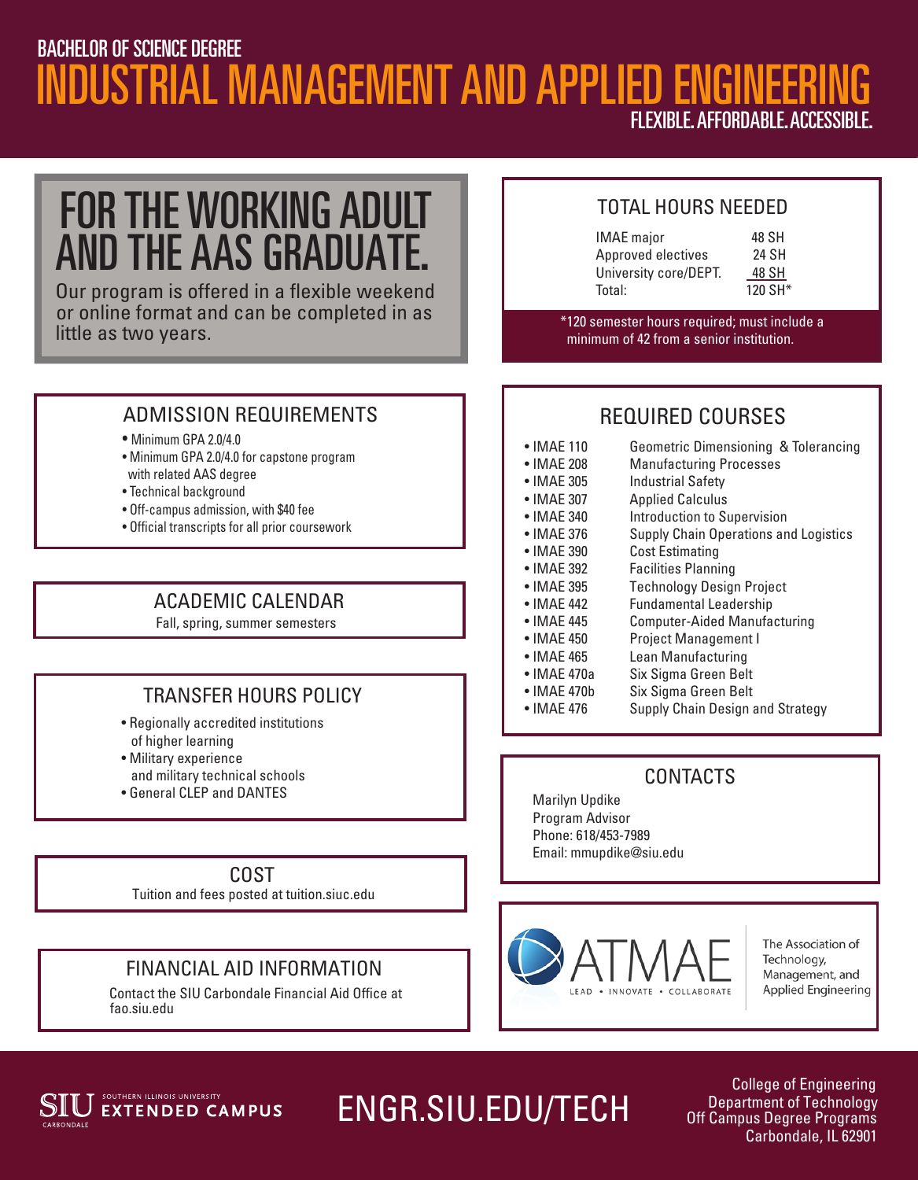BACHELOR OF SCIENCE DEGREE

# INDUSTRIAL MANAGEMENT AND APPLIED ENGINEERING

FLEXIBLE. AFFORDABLE. ACCESSIBLE.

## FOR THE WORKING ADULT AND THE AAS GRADUATE.

Our program is offered in a flexible weekend or online format and can be completed in as little as two years.

## TOTAL HOURS NEEDED

| | |
|---|---|
| IMAE major | 48 SH |
| Approved electives | 24 SH |
| University core/DEPT. | 48 SH |
| Total: | 120 SH* |

*120 semester hours required; must include a minimum of 42 from a senior institution.

## ADMISSION REQUIREMENTS

- Minimum GPA 2.0/4.0
- Minimum GPA 2.0/4.0 for capstone program with related AAS degree
- Technical background
- Off-campus admission, with $40 fee
- Official transcripts for all prior coursework

## ACADEMIC CALENDAR

Fall, spring, summer semesters

## TRANSFER HOURS POLICY

- Regionally accredited institutions of higher learning
- Military experience and military technical schools
- General CLEP and DANTES

## COST

Tuition and fees posted at tuition.siuc.edu

## FINANCIAL AID INFORMATION

Contact the SIU Carbondale Financial Aid Office at fao.siu.edu

## REQUIRED COURSES

- IMAE 110 — Geometric Dimensioning & Tolerancing
- IMAE 208 — Manufacturing Processes
- IMAE 305 — Industrial Safety
- IMAE 307 — Applied Calculus
- IMAE 340 — Introduction to Supervision
- IMAE 376 — Supply Chain Operations and Logistics
- IMAE 390 — Cost Estimating
- IMAE 392 — Facilities Planning
- IMAE 395 — Technology Design Project
- IMAE 442 — Fundamental Leadership
- IMAE 445 — Computer-Aided Manufacturing
- IMAE 450 — Project Management I
- IMAE 465 — Lean Manufacturing
- IMAE 470a — Six Sigma Green Belt
- IMAE 470b — Six Sigma Green Belt
- IMAE 476 — Supply Chain Design and Strategy

## CONTACTS

Marilyn Updike
Program Advisor
Phone: 618/453-7989
Email: mmupdike@siu.edu

ATMAE — LEAD • INNOVATE • COLLABORATE — The Association of Technology, Management, and Applied Engineering

SIU Southern Illinois University Carbondale EXTENDED CAMPUS

ENGR.SIU.EDU/TECH

College of Engineering
Department of Technology
Off Campus Degree Programs
Carbondale, IL 62901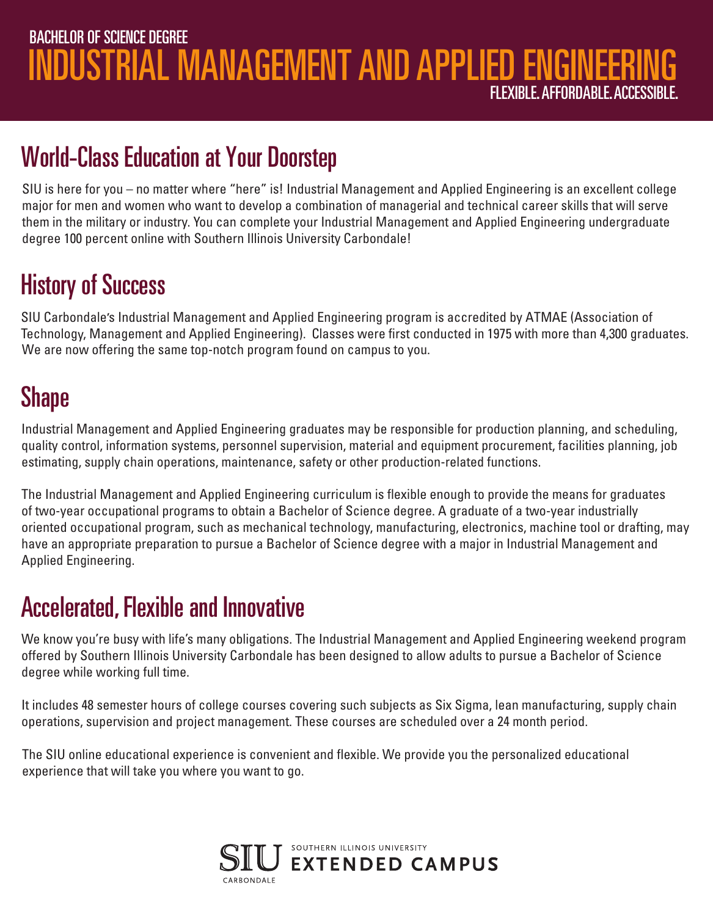BACHELOR OF SCIENCE DEGREE

# INDUSTRIAL MANAGEMENT AND APPLIED ENGINEERING

FLEXIBLE. AFFORDABLE. ACCESSIBLE.

## World-Class Education at Your Doorstep

SIU is here for you – no matter where "here" is! Industrial Management and Applied Engineering is an excellent college major for men and women who want to develop a combination of managerial and technical career skills that will serve them in the military or industry. You can complete your Industrial Management and Applied Engineering undergraduate degree 100 percent online with Southern Illinois University Carbondale!

## History of Success

SIU Carbondale's Industrial Management and Applied Engineering program is accredited by ATMAE (Association of Technology, Management and Applied Engineering). Classes were first conducted in 1975 with more than 4,300 graduates. We are now offering the same top-notch program found on campus to you.

## Shape

Industrial Management and Applied Engineering graduates may be responsible for production planning, and scheduling, quality control, information systems, personnel supervision, material and equipment procurement, facilities planning, job estimating, supply chain operations, maintenance, safety or other production-related functions.

The Industrial Management and Applied Engineering curriculum is flexible enough to provide the means for graduates of two-year occupational programs to obtain a Bachelor of Science degree. A graduate of a two-year industrially oriented occupational program, such as mechanical technology, manufacturing, electronics, machine tool or drafting, may have an appropriate preparation to pursue a Bachelor of Science degree with a major in Industrial Management and Applied Engineering.

## Accelerated, Flexible and Innovative

We know you're busy with life's many obligations. The Industrial Management and Applied Engineering weekend program offered by Southern Illinois University Carbondale has been designed to allow adults to pursue a Bachelor of Science degree while working full time.

It includes 48 semester hours of college courses covering such subjects as Six Sigma, lean manufacturing, supply chain operations, supervision and project management. These courses are scheduled over a 24 month period.

The SIU online educational experience is convenient and flexible. We provide you the personalized educational experience that will take you where you want to go.

SIU CARBONDALE SOUTHERN ILLINOIS UNIVERSITY EXTENDED CAMPUS